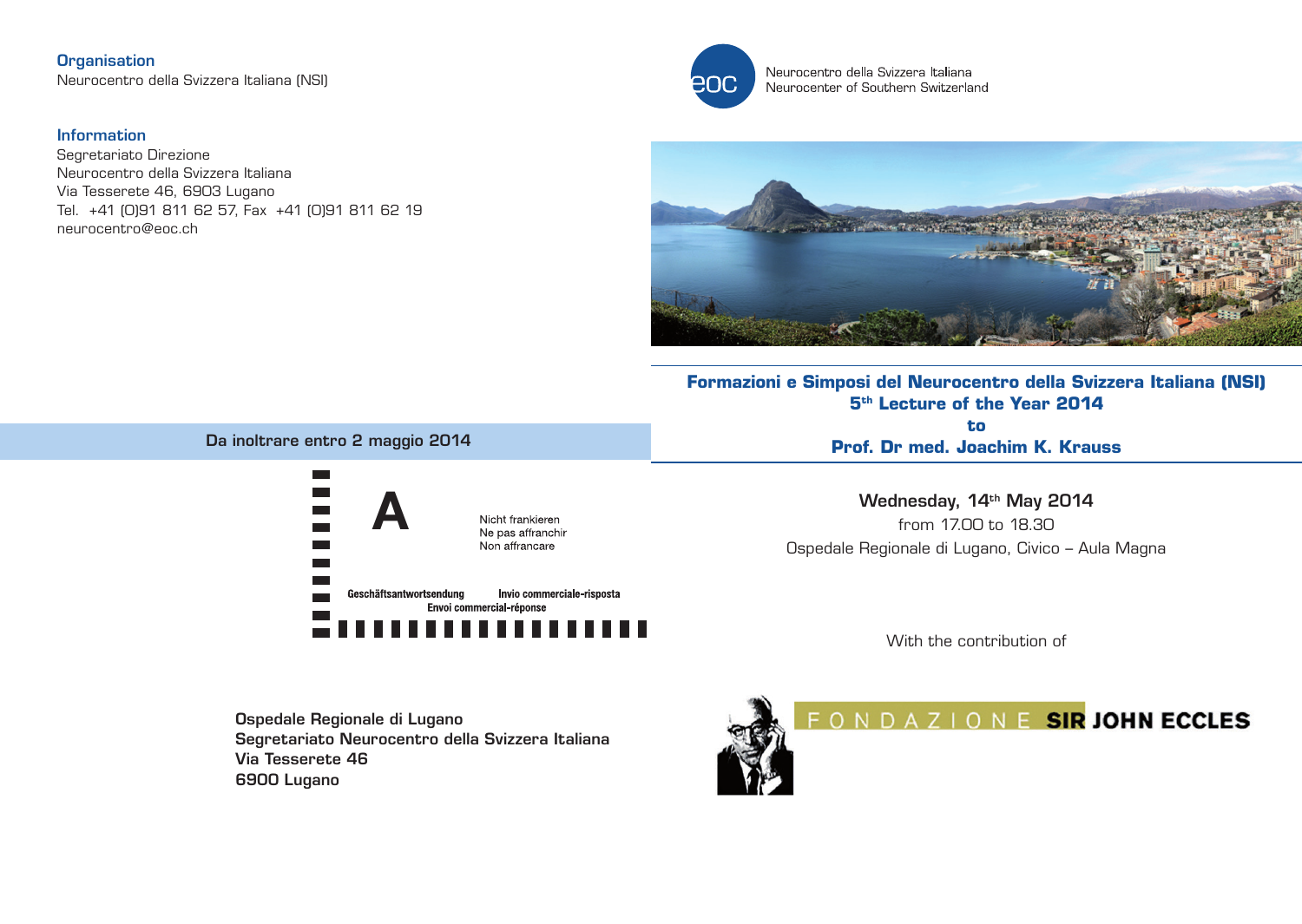**Organisation**
Neurocentro della Svizzera Italiana (NSI)

**Information**
Segretariato Direzione
Neurocentro della Svizzera Italiana
Via Tesserete 46, 6903 Lugano
Tel. +41 (0)91 811 62 57, Fax +41 (0)91 811 62 19
neurocentro@eoc.ch

**Da inoltrare entro 2 maggio 2014**

A

Nicht frankieren
Ne pas affranchir
Non affrancare

Geschäftsantwortsendung Invio commerciale-risposta
Envoi commercial-réponse

**Ospedale Regionale di Lugano**
**Segretariato Neurocentro della Svizzera Italiana**
**Via Tesserete 46**
**6900 Lugano**

Neurocentro della Svizzera Italiana
Neurocenter of Southern Switzerland

**Formazioni e Simposi del Neurocentro della Svizzera Italiana (NSI)**
**5th Lecture of the Year 2014**
**to**
**Prof. Dr med. Joachim K. Krauss**

**Wednesday, 14th May 2014**
from 17.00 to 18.30
Ospedale Regionale di Lugano, Civico – Aula Magna

With the contribution of

FONDAZIONE SIR JOHN ECCLES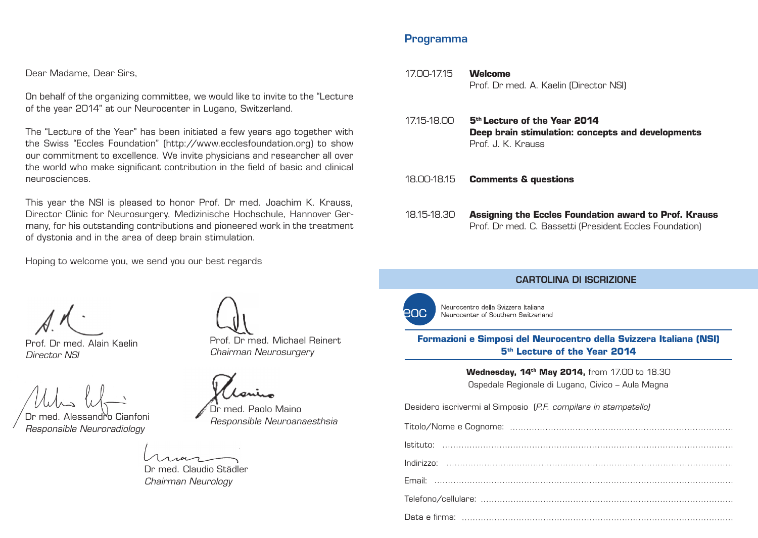Dear Madame, Dear Sirs,

On behalf of the organizing committee, we would like to invite to the "Lecture of the year 2014" at our Neurocenter in Lugano, Switzerland.

The "Lecture of the Year" has been initiated a few years ago together with the Swiss "Eccles Foundation" (http://www.ecclesfoundation.org) to show our commitment to excellence. We invite physicians and researcher all over the world who make significant contribution in the field of basic and clinical neurosciences.

This year the NSI is pleased to honor Prof. Dr med. Joachim K. Krauss, Director Clinic for Neurosurgery, Medizinische Hochschule, Hannover Germany, for his outstanding contributions and pioneered work in the treatment of dystonia and in the area of deep brain stimulation.

Hoping to welcome you, we send you our best regards

Prof. Dr med. Alain Kaelin
*Director NSI*

Prof. Dr med. Michael Reinert
*Chairman Neurosurgery*

Dr med. Alessandro Cianfoni
*Responsible Neuroradiology*

Dr med. Paolo Maino
*Responsible Neuroanaesthsia*

Dr med. Claudio Städler
*Chairman Neurology*

## Programma

| | |
|---|---|
| 17.00-17.15 | **Welcome**<br>Prof. Dr med. A. Kaelin (Director NSI) |
| 17.15-18.00 | **5th Lecture of the Year 2014**<br>**Deep brain stimulation: concepts and developments**<br>Prof. J. K. Krauss |
| 18.00-18.15 | **Comments & questions** |
| 18.15-18.30 | **Assigning the Eccles Foundation award to Prof. Krauss**<br>Prof. Dr med. C. Bassetti (President Eccles Foundation) |

## CARTOLINA DI ISCRIZIONE

eoc
Neurocentro della Svizzera Italiana
Neurocenter of Southern Switzerland

**Formazioni e Simposi del Neurocentro della Svizzera Italiana (NSI)**
**5th Lecture of the Year 2014**

**Wednesday, 14th May 2014,** from 17.00 to 18.30
Ospedale Regionale di Lugano, Civico – Aula Magna

Desidero iscrivermi al Simposio (*P.F. compilare in stampatello*)

Titolo/Nome e Cognome: ..............................................................................

Istituto: ..............................................................................

Indirizzo: ..............................................................................

Email: ..............................................................................

Telefono/cellulare: ..............................................................................

Data e firma: ..............................................................................